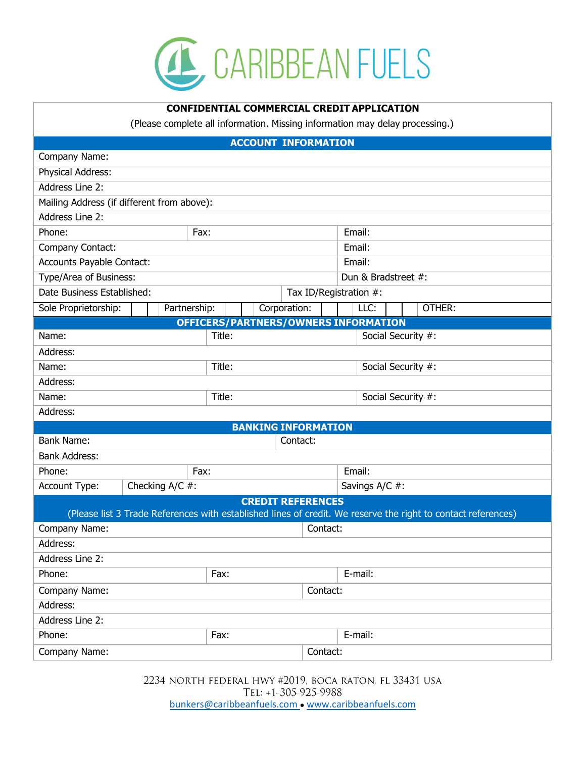# CARIBBEAN FUELS

**CONFIDENTIAL COMMERCIAL CREDIT APPLICATION**

(Please complete all information. Missing information may delay processing.)

## ACCOUNT INFORMATION

| | | |
|---|---|---|
| Company Name: | | |
| Physical Address: | | |
| Address Line 2: | | |
| Mailing Address (if different from above): | | |
| Address Line 2: | | |
| Phone: | Fax: | Email: |
| Company Contact: | | Email: |
| Accounts Payable Contact: | | Email: |
| Type/Area of Business: | | Dun & Bradstreet #: |
| Date Business Established: | Tax ID/Registration #: | |

| Sole Proprietorship: | | Partnership: | | Corporation: | | LLC: | | OTHER: |
|---|---|---|---|---|---|---|---|---|

## OFFICERS/PARTNERS/OWNERS INFORMATION

| | | |
|---|---|---|
| Name: | Title: | Social Security #: |
| Address: | | |
| Name: | Title: | Social Security #: |
| Address: | | |
| Name: | Title: | Social Security #: |
| Address: | | |

## BANKING INFORMATION

| | | |
|---|---|---|
| Bank Name: | Contact: | |
| Bank Address: | | |
| Phone: | Fax: | Email: |
| Account Type: | Checking A/C #: | Savings A/C #: |

## CREDIT REFERENCES

(Please list 3 Trade References with established lines of credit. We reserve the right to contact references)

| | | |
|---|---|---|
| Company Name: | Contact: | |
| Address: | | |
| Address Line 2: | | |
| Phone: | Fax: | E-mail: |
| Company Name: | Contact: | |
| Address: | | |
| Address Line 2: | | |
| Phone: | Fax: | E-mail: |
| Company Name: | Contact: | |

2234 North Federal Hwy #2019, Boca Raton, FL 33431 USA
Tel: +1-305-925-9988
bunkers@caribbeanfuels.com • www.caribbeanfuels.com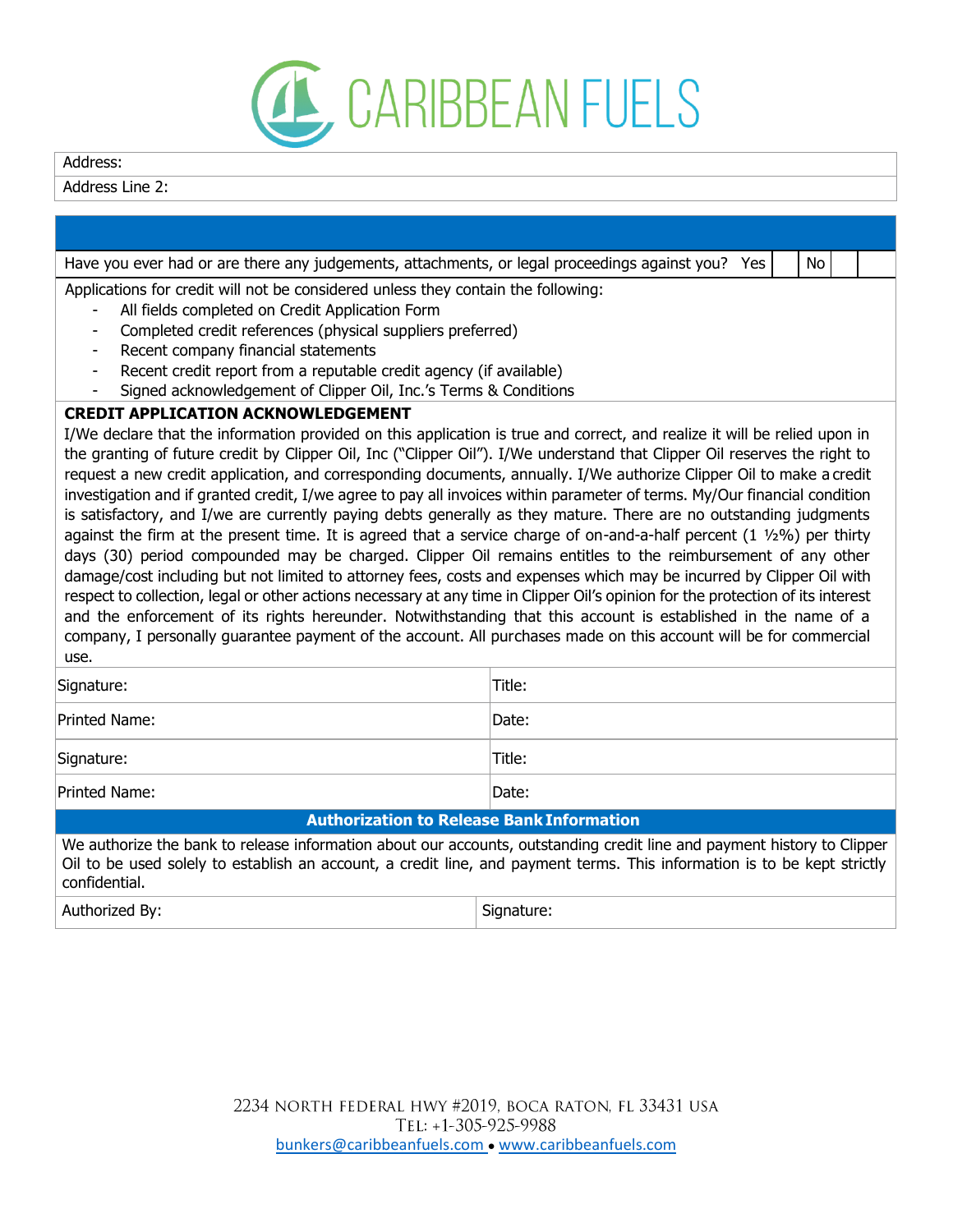CARIBBEAN FUELS

| |
|---|
| Address: |
| Address Line 2: |

| | | | | |
|---|---|---|---|---|
| Have you ever had or are there any judgements, attachments, or legal proceedings against you? Yes | | No | | |

Applications for credit will not be considered unless they contain the following:

- All fields completed on Credit Application Form
- Completed credit references (physical suppliers preferred)
- Recent company financial statements
- Recent credit report from a reputable credit agency (if available)
- Signed acknowledgement of Clipper Oil, Inc.'s Terms & Conditions

**CREDIT APPLICATION ACKNOWLEDGEMENT**

I/We declare that the information provided on this application is true and correct, and realize it will be relied upon in the granting of future credit by Clipper Oil, Inc ("Clipper Oil"). I/We understand that Clipper Oil reserves the right to request a new credit application, and corresponding documents, annually. I/We authorize Clipper Oil to make a credit investigation and if granted credit, I/we agree to pay all invoices within parameter of terms. My/Our financial condition is satisfactory, and I/we are currently paying debts generally as they mature. There are no outstanding judgments against the firm at the present time. It is agreed that a service charge of on-and-a-half percent (1 ½%) per thirty days (30) period compounded may be charged. Clipper Oil remains entitles to the reimbursement of any other damage/cost including but not limited to attorney fees, costs and expenses which may be incurred by Clipper Oil with respect to collection, legal or other actions necessary at any time in Clipper Oil's opinion for the protection of its interest and the enforcement of its rights hereunder. Notwithstanding that this account is established in the name of a company, I personally guarantee payment of the account. All purchases made on this account will be for commercial use.

| | |
|---|---|
| Signature: | Title: |
| Printed Name: | Date: |
| Signature: | Title: |
| Printed Name: | Date: |

**Authorization to Release Bank Information**

We authorize the bank to release information about our accounts, outstanding credit line and payment history to Clipper Oil to be used solely to establish an account, a credit line, and payment terms. This information is to be kept strictly confidential.

| | |
|---|---|
| Authorized By: | Signature: |

2234 NORTH FEDERAL HWY #2019, BOCA RATON, FL 33431 USA
TEL: +1-305-925-9988
bunkers@caribbeanfuels.com • www.caribbeanfuels.com